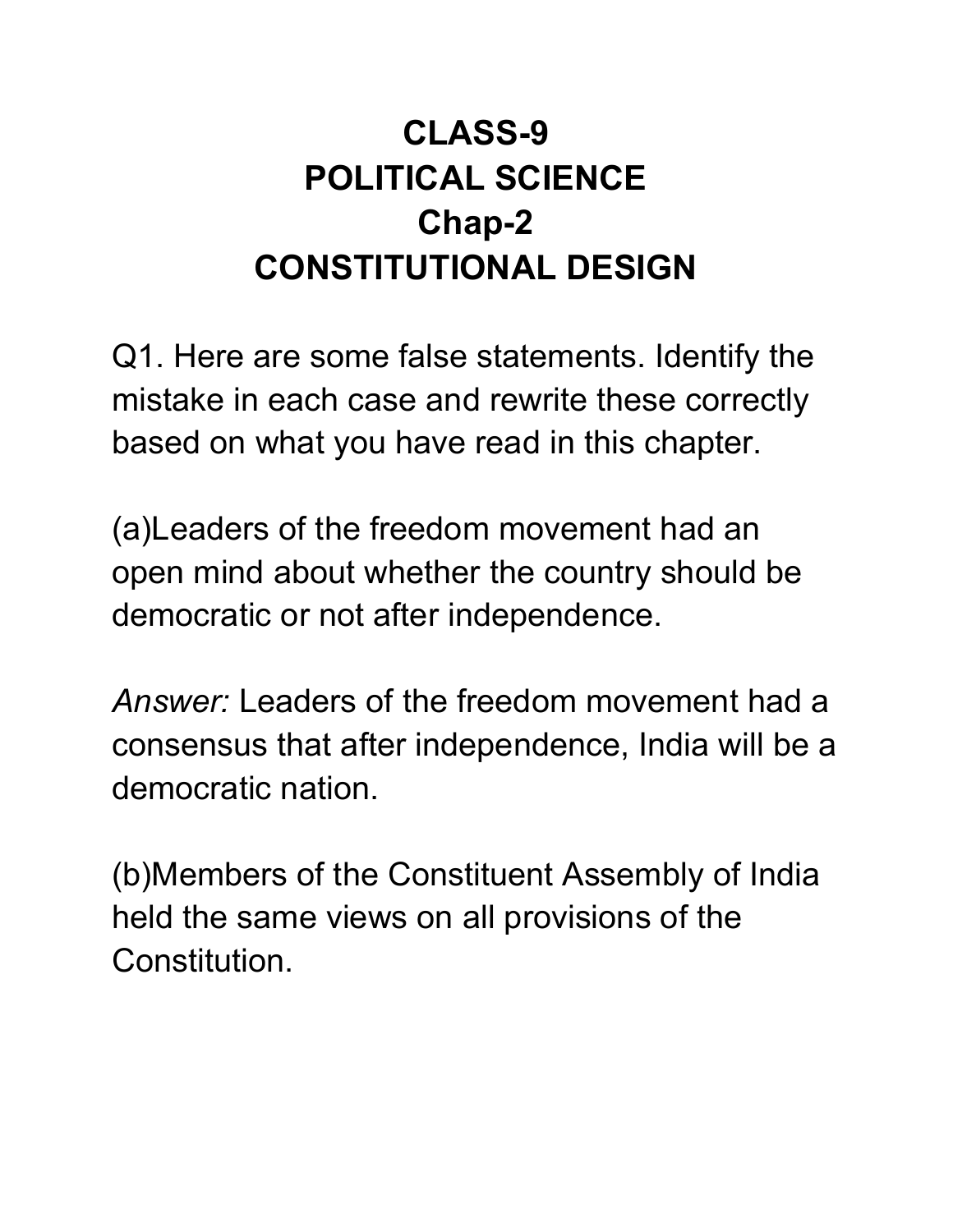# CLASS-9
# POLITICAL SCIENCE
# Chap-2
# CONSTITUTIONAL DESIGN

Q1. Here are some false statements. Identify the mistake in each case and rewrite these correctly based on what you have read in this chapter.

(a)Leaders of the freedom movement had an open mind about whether the country should be democratic or not after independence.

*Answer:* Leaders of the freedom movement had a consensus that after independence, India will be a democratic nation.

(b)Members of the Constituent Assembly of India held the same views on all provisions of the Constitution.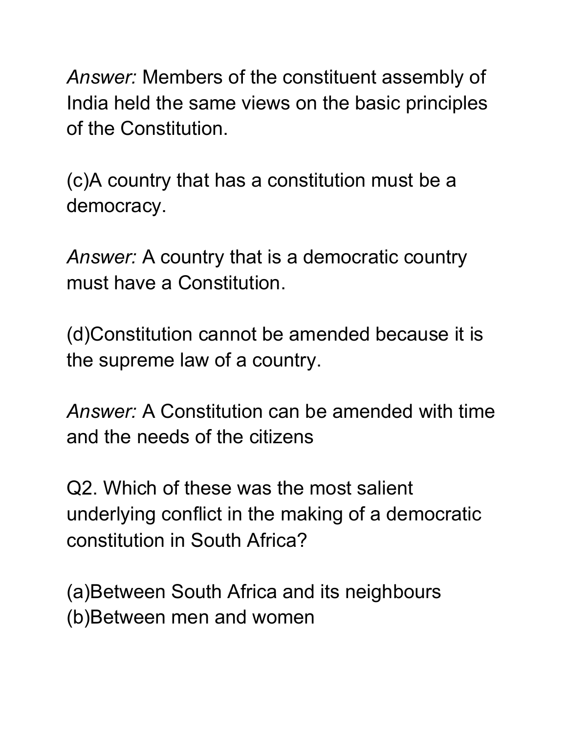*Answer:* Members of the constituent assembly of India held the same views on the basic principles of the Constitution.

(c)A country that has a constitution must be a democracy.

*Answer:* A country that is a democratic country must have a Constitution.

(d)Constitution cannot be amended because it is the supreme law of a country.

*Answer:* A Constitution can be amended with time and the needs of the citizens

Q2. Which of these was the most salient underlying conflict in the making of a democratic constitution in South Africa?

(a)Between South Africa and its neighbours
(b)Between men and women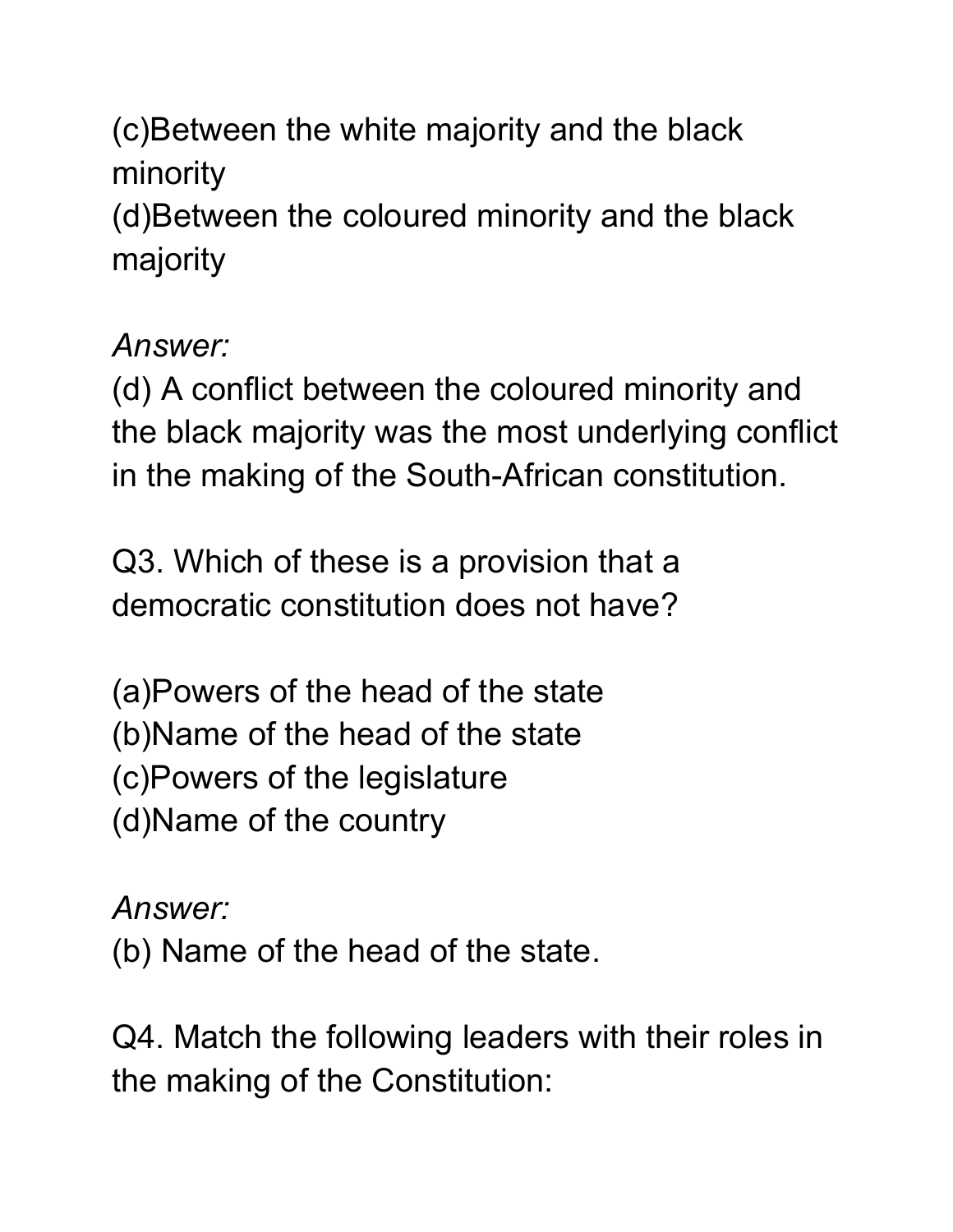(c)Between the white majority and the black minority
(d)Between the coloured minority and the black majority

*Answer:*
(d) A conflict between the coloured minority and the black majority was the most underlying conflict in the making of the South-African constitution.

Q3. Which of these is a provision that a democratic constitution does not have?

(a)Powers of the head of the state
(b)Name of the head of the state
(c)Powers of the legislature
(d)Name of the country

*Answer:*
(b) Name of the head of the state.

Q4. Match the following leaders with their roles in the making of the Constitution: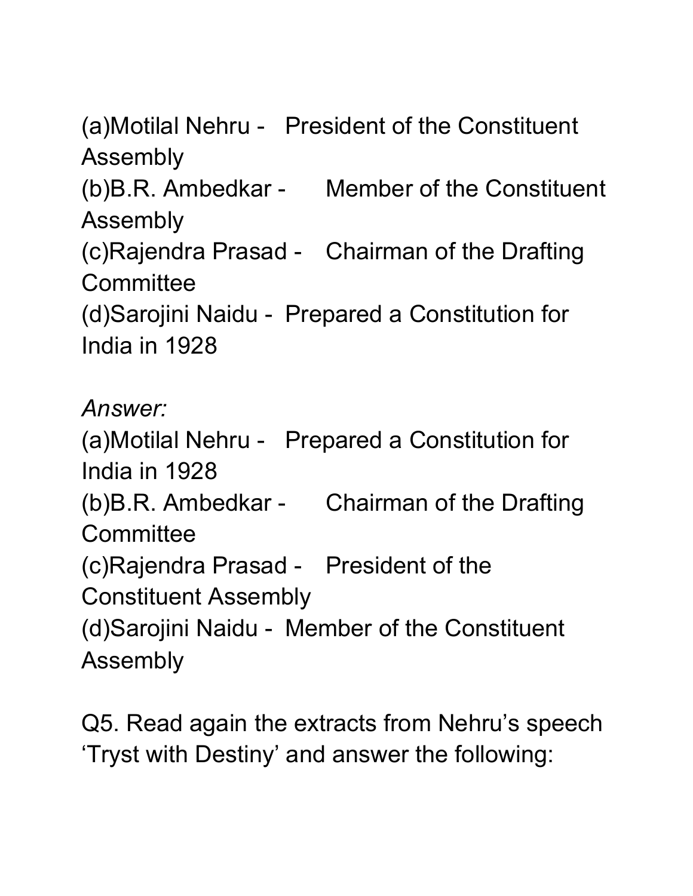(a)Motilal Nehru - President of the Constituent Assembly
(b)B.R. Ambedkar - Member of the Constituent Assembly
(c)Rajendra Prasad - Chairman of the Drafting Committee
(d)Sarojini Naidu - Prepared a Constitution for India in 1928

*Answer:*
(a)Motilal Nehru - Prepared a Constitution for India in 1928
(b)B.R. Ambedkar - Chairman of the Drafting Committee
(c)Rajendra Prasad - President of the Constituent Assembly
(d)Sarojini Naidu - Member of the Constituent Assembly

Q5. Read again the extracts from Nehru's speech 'Tryst with Destiny' and answer the following: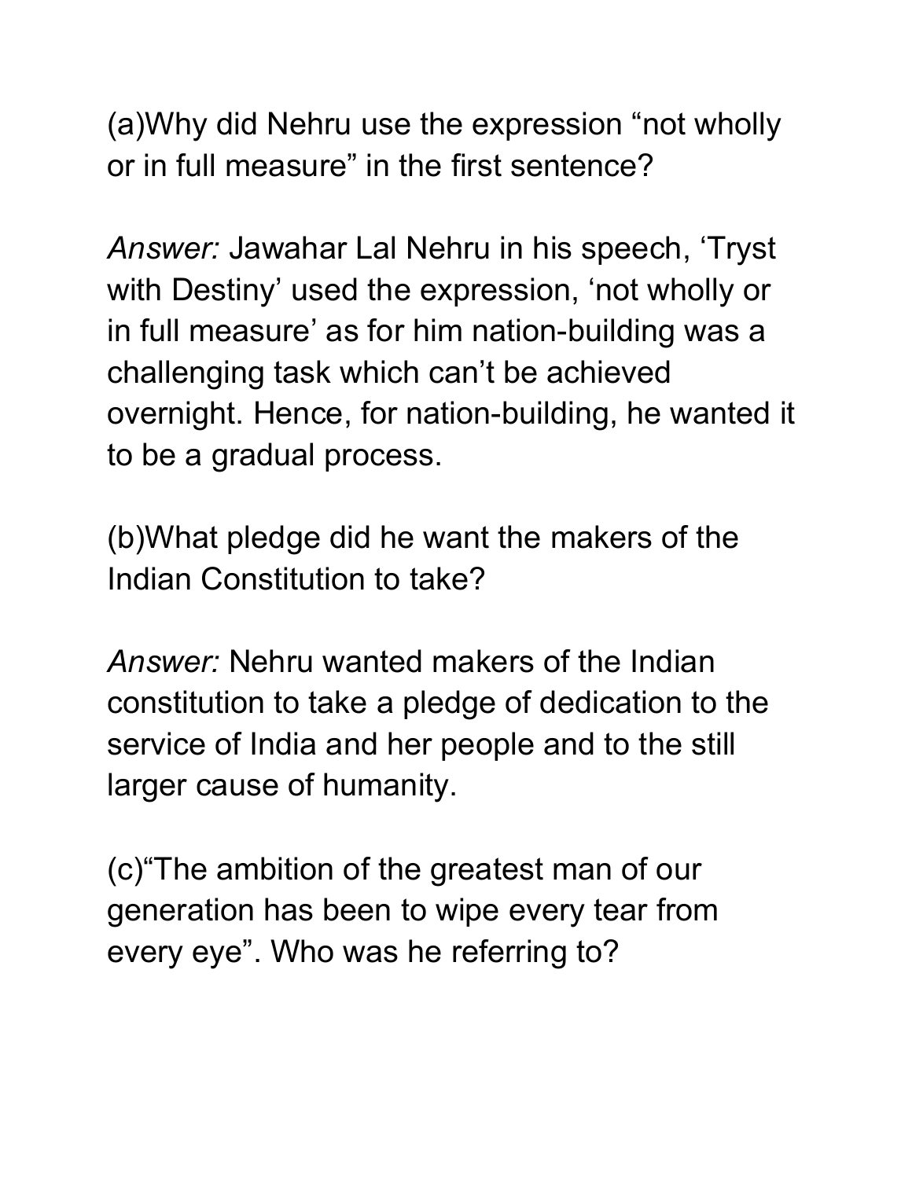(a)Why did Nehru use the expression “not wholly or in full measure” in the first sentence?

*Answer:* Jawahar Lal Nehru in his speech, ‘Tryst with Destiny’ used the expression, ‘not wholly or in full measure’ as for him nation-building was a challenging task which can’t be achieved overnight. Hence, for nation-building, he wanted it to be a gradual process.

(b)What pledge did he want the makers of the Indian Constitution to take?

*Answer:* Nehru wanted makers of the Indian constitution to take a pledge of dedication to the service of India and her people and to the still larger cause of humanity.

(c)“The ambition of the greatest man of our generation has been to wipe every tear from every eye”. Who was he referring to?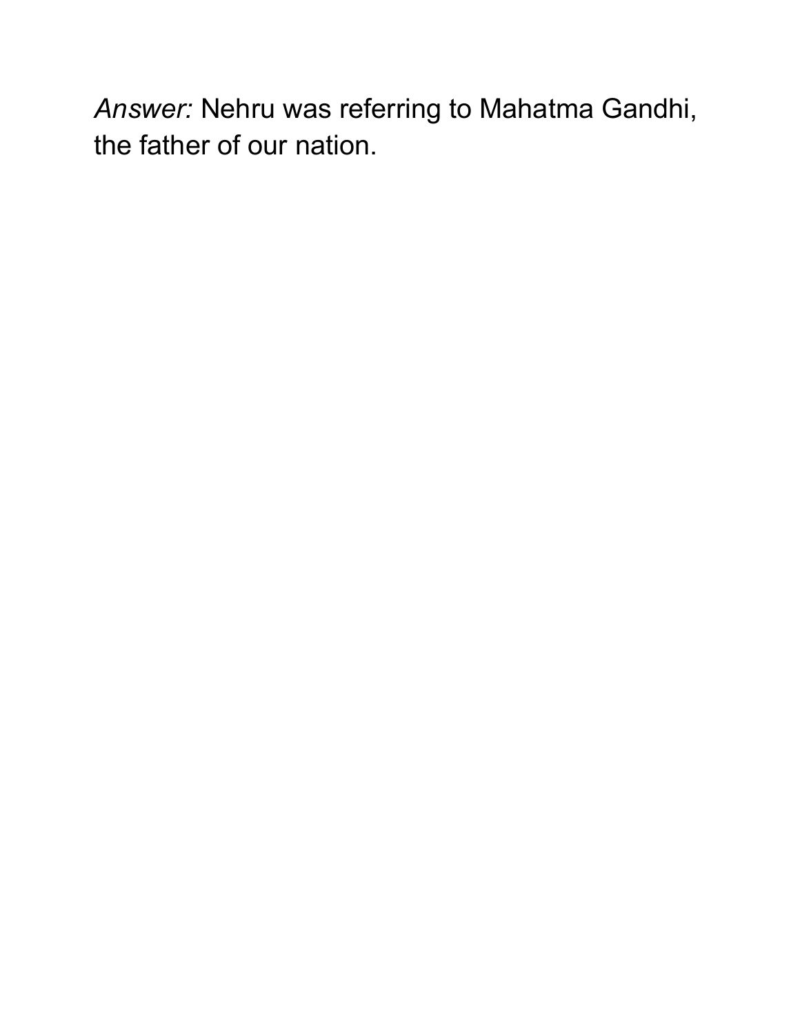*Answer:* Nehru was referring to Mahatma Gandhi, the father of our nation.